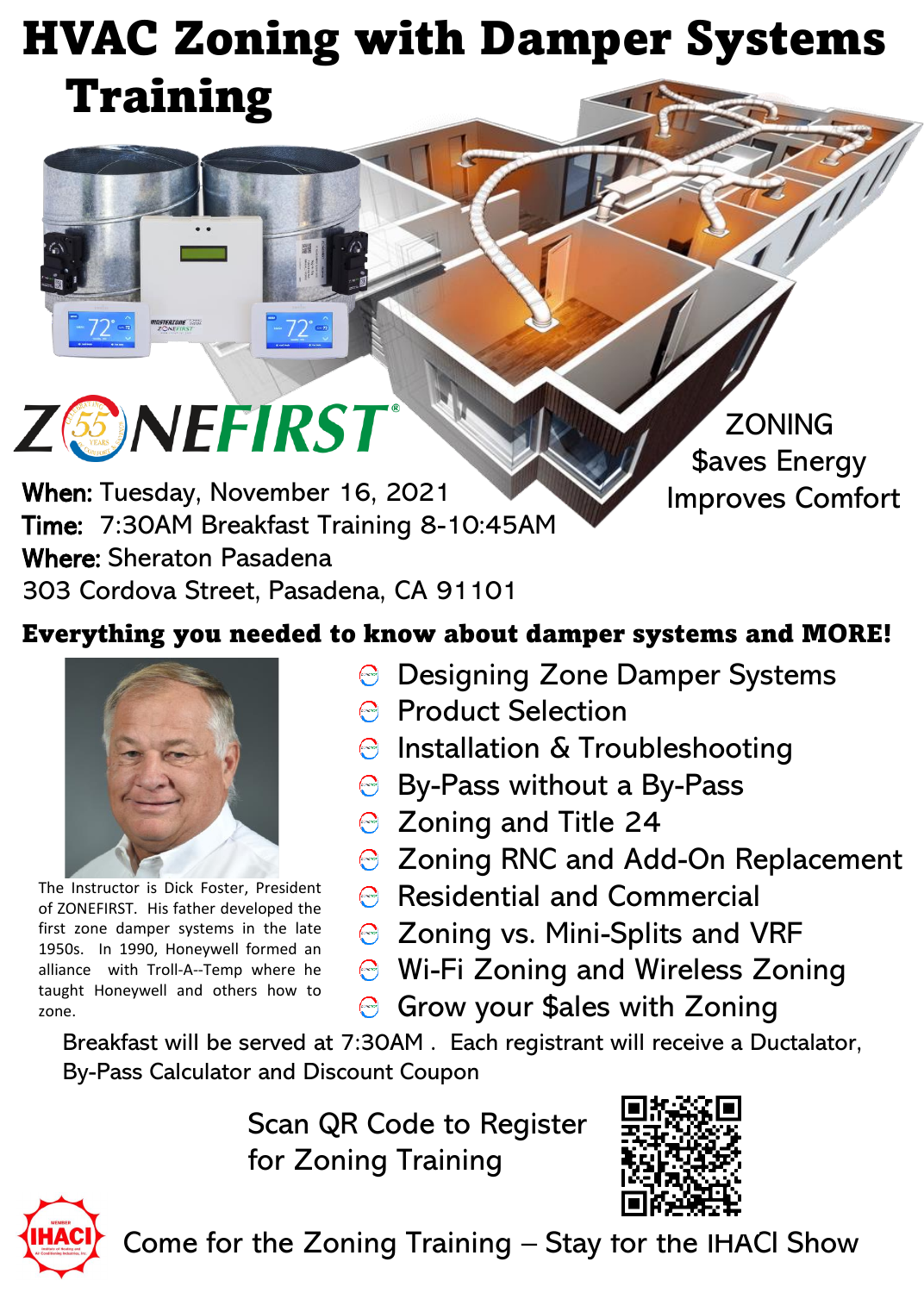# HVAC Zoning with Damper Systems Training

ZONEFIRST®

ZONING
$aves Energy
Improves Comfort

**When:** Tuesday, November 16, 2021
**Time:** 7:30AM Breakfast Training 8-10:45AM
**Where:** Sheraton Pasadena
303 Cordova Street, Pasadena, CA 91101

## Everything you needed to know about damper systems and MORE!

- Designing Zone Damper Systems
- Product Selection
- Installation & Troubleshooting
- By-Pass without a By-Pass
- Zoning and Title 24
- Zoning RNC and Add-On Replacement
- Residential and Commercial
- Zoning vs. Mini-Splits and VRF
- Wi-Fi Zoning and Wireless Zoning
- Grow your $ales with Zoning

The Instructor is Dick Foster, President of ZONEFIRST. His father developed the first zone damper systems in the late 1950s. In 1990, Honeywell formed an alliance with Troll-A--Temp where he taught Honeywell and others how to zone.

Breakfast will be served at 7:30AM . Each registrant will receive a Ductalator, By-Pass Calculator and Discount Coupon

Scan QR Code to Register for Zoning Training

Come for the Zoning Training – Stay for the IHACI Show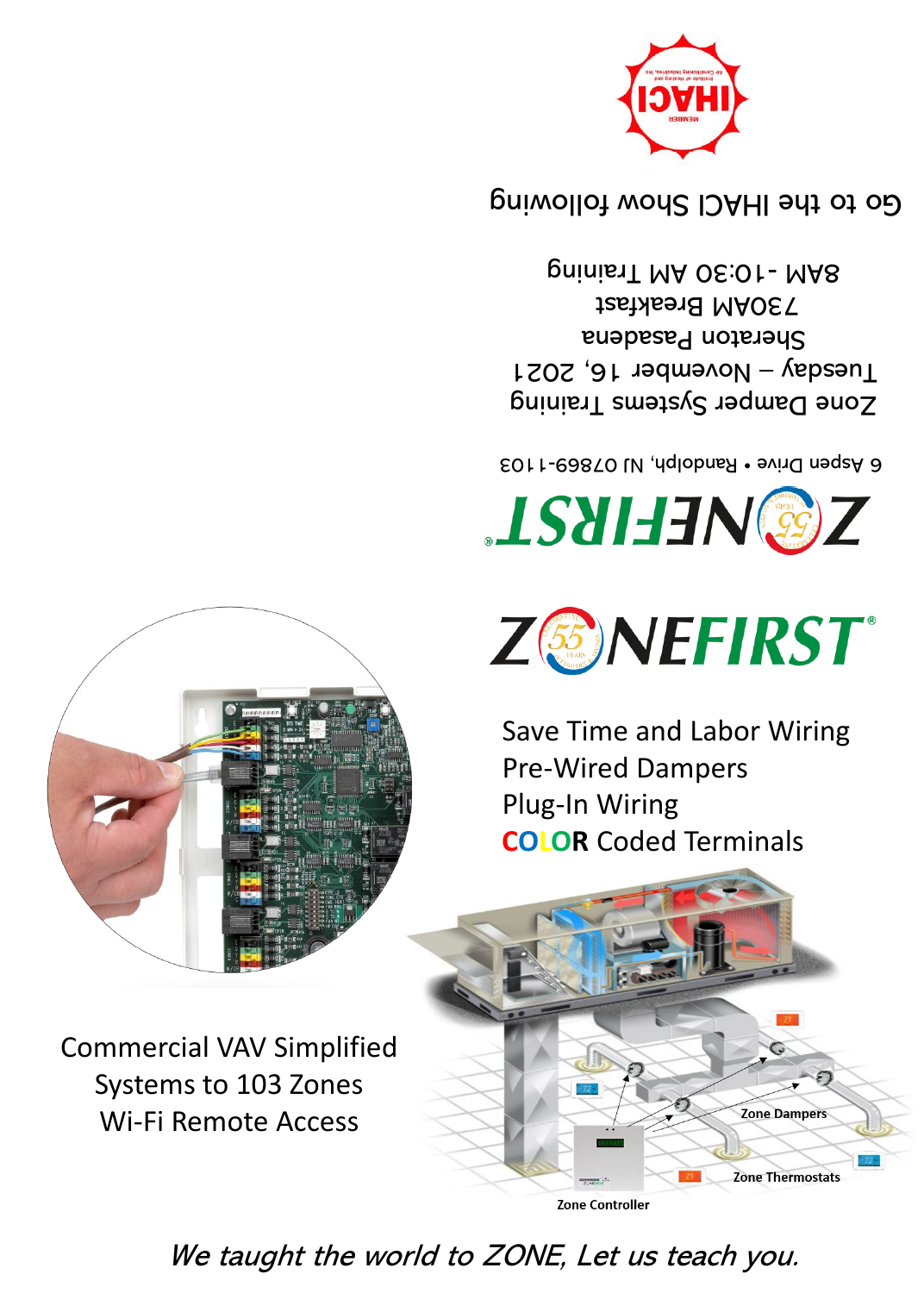Go to the IHACI Show following

8AM - 10:30 AM Training
730AM Breakfast
Sheraton Pasadena
Tuesday – November 16, 2021
Zone Damper Systems Training

ZONEFIRST®

6 Aspen Drive • Randolph, NJ 07869-1103

ZONEFIRST®

Save Time and Labor Wiring
Pre-Wired Dampers
Plug-In Wiring
**COLOR** Coded Terminals

Commercial VAV Simplified
Systems to 103 Zones
Wi-Fi Remote Access

Zone Dampers

Zone Thermostats

Zone Controller

*We taught the world to ZONE, Let us teach you.*